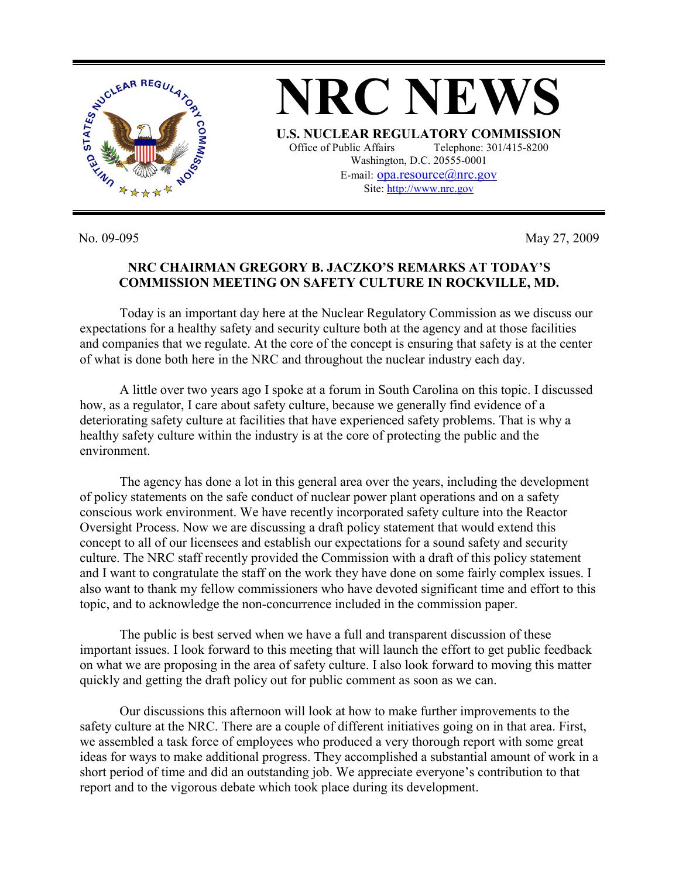# NRC NEWS

**U.S. NUCLEAR REGULATORY COMMISSION**

Office of Public Affairs Telephone: 301/415-8200
Washington, D.C. 20555-0001
E-mail: opa.resource@nrc.gov
Site: http://www.nrc.gov

No. 09-095 May 27, 2009

## NRC CHAIRMAN GREGORY B. JACZKO'S REMARKS AT TODAY'S COMMISSION MEETING ON SAFETY CULTURE IN ROCKVILLE, MD.

Today is an important day here at the Nuclear Regulatory Commission as we discuss our expectations for a healthy safety and security culture both at the agency and at those facilities and companies that we regulate. At the core of the concept is ensuring that safety is at the center of what is done both here in the NRC and throughout the nuclear industry each day.

A little over two years ago I spoke at a forum in South Carolina on this topic. I discussed how, as a regulator, I care about safety culture, because we generally find evidence of a deteriorating safety culture at facilities that have experienced safety problems. That is why a healthy safety culture within the industry is at the core of protecting the public and the environment.

The agency has done a lot in this general area over the years, including the development of policy statements on the safe conduct of nuclear power plant operations and on a safety conscious work environment. We have recently incorporated safety culture into the Reactor Oversight Process. Now we are discussing a draft policy statement that would extend this concept to all of our licensees and establish our expectations for a sound safety and security culture. The NRC staff recently provided the Commission with a draft of this policy statement and I want to congratulate the staff on the work they have done on some fairly complex issues. I also want to thank my fellow commissioners who have devoted significant time and effort to this topic, and to acknowledge the non-concurrence included in the commission paper.

The public is best served when we have a full and transparent discussion of these important issues. I look forward to this meeting that will launch the effort to get public feedback on what we are proposing in the area of safety culture. I also look forward to moving this matter quickly and getting the draft policy out for public comment as soon as we can.

Our discussions this afternoon will look at how to make further improvements to the safety culture at the NRC. There are a couple of different initiatives going on in that area. First, we assembled a task force of employees who produced a very thorough report with some great ideas for ways to make additional progress. They accomplished a substantial amount of work in a short period of time and did an outstanding job. We appreciate everyone's contribution to that report and to the vigorous debate which took place during its development.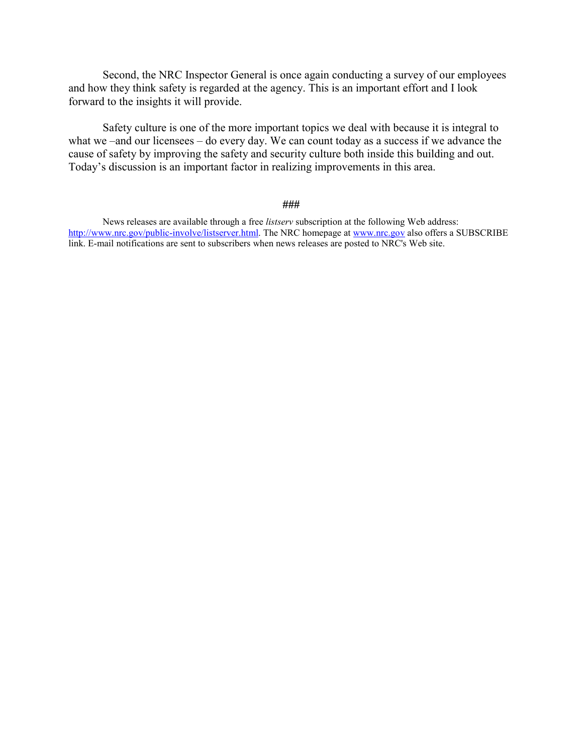Second, the NRC Inspector General is once again conducting a survey of our employees and how they think safety is regarded at the agency. This is an important effort and I look forward to the insights it will provide.

Safety culture is one of the more important topics we deal with because it is integral to what we –and our licensees – do every day. We can count today as a success if we advance the cause of safety by improving the safety and security culture both inside this building and out. Today's discussion is an important factor in realizing improvements in this area.

###

News releases are available through a free *listserv* subscription at the following Web address: http://www.nrc.gov/public-involve/listserver.html. The NRC homepage at www.nrc.gov also offers a SUBSCRIBE link. E-mail notifications are sent to subscribers when news releases are posted to NRC's Web site.